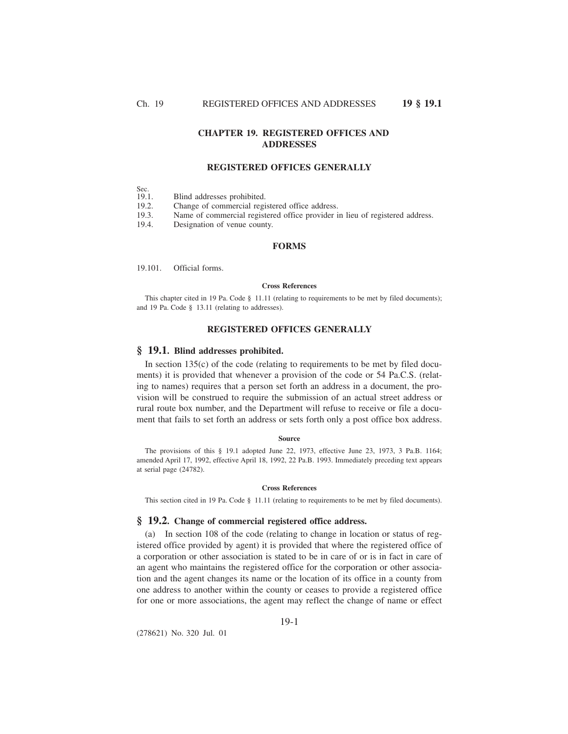# CHAPTER 19. REGISTERED OFFICES AND ADDRESSES

## REGISTERED OFFICES GENERALLY

Sec.
19.1. Blind addresses prohibited.
19.2. Change of commercial registered office address.
19.3. Name of commercial registered office provider in lieu of registered address.
19.4. Designation of venue county.

## FORMS

19.101. Official forms.

#### Cross References

This chapter cited in 19 Pa. Code § 11.11 (relating to requirements to be met by filed documents); and 19 Pa. Code § 13.11 (relating to addresses).

## REGISTERED OFFICES GENERALLY

### § 19.1. Blind addresses prohibited.

In section 135(c) of the code (relating to requirements to be met by filed documents) it is provided that whenever a provision of the code or 54 Pa.C.S. (relating to names) requires that a person set forth an address in a document, the provision will be construed to require the submission of an actual street address or rural route box number, and the Department will refuse to receive or file a document that fails to set forth an address or sets forth only a post office box address.

#### Source

The provisions of this § 19.1 adopted June 22, 1973, effective June 23, 1973, 3 Pa.B. 1164; amended April 17, 1992, effective April 18, 1992, 22 Pa.B. 1993. Immediately preceding text appears at serial page (24782).

#### Cross References

This section cited in 19 Pa. Code § 11.11 (relating to requirements to be met by filed documents).

### § 19.2. Change of commercial registered office address.

(a) In section 108 of the code (relating to change in location or status of registered office provided by agent) it is provided that where the registered office of a corporation or other association is stated to be in care of or is in fact in care of an agent who maintains the registered office for the corporation or other association and the agent changes its name or the location of its office in a county from one address to another within the county or ceases to provide a registered office for one or more associations, the agent may reflect the change of name or effect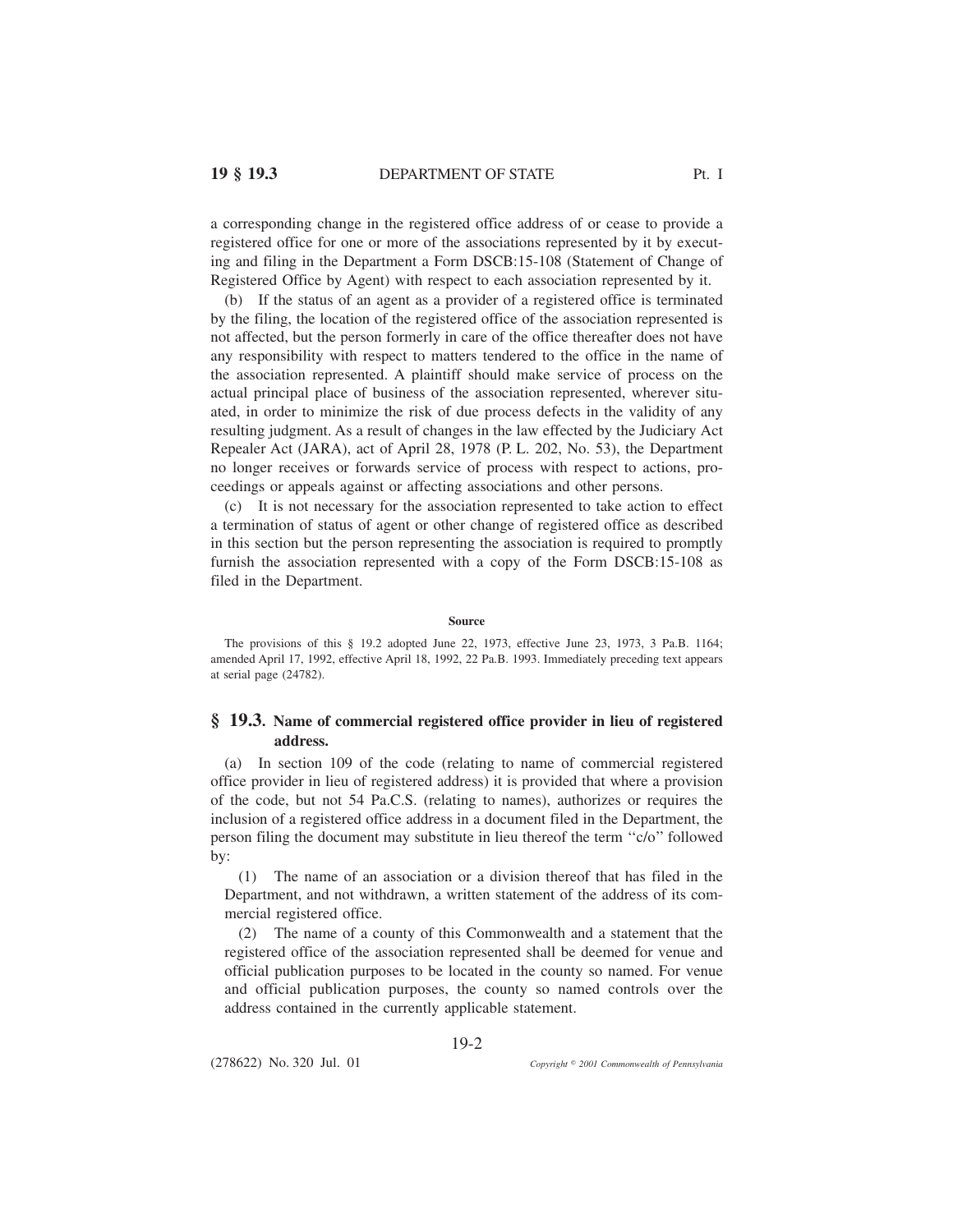a corresponding change in the registered office address of or cease to provide a registered office for one or more of the associations represented by it by executing and filing in the Department a Form DSCB:15-108 (Statement of Change of Registered Office by Agent) with respect to each association represented by it.

(b) If the status of an agent as a provider of a registered office is terminated by the filing, the location of the registered office of the association represented is not affected, but the person formerly in care of the office thereafter does not have any responsibility with respect to matters tendered to the office in the name of the association represented. A plaintiff should make service of process on the actual principal place of business of the association represented, wherever situated, in order to minimize the risk of due process defects in the validity of any resulting judgment. As a result of changes in the law effected by the Judiciary Act Repealer Act (JARA), act of April 28, 1978 (P. L. 202, No. 53), the Department no longer receives or forwards service of process with respect to actions, proceedings or appeals against or affecting associations and other persons.

(c) It is not necessary for the association represented to take action to effect a termination of status of agent or other change of registered office as described in this section but the person representing the association is required to promptly furnish the association represented with a copy of the Form DSCB:15-108 as filed in the Department.

**Source**

The provisions of this § 19.2 adopted June 22, 1973, effective June 23, 1973, 3 Pa.B. 1164; amended April 17, 1992, effective April 18, 1992, 22 Pa.B. 1993. Immediately preceding text appears at serial page (24782).

## § 19.3. Name of commercial registered office provider in lieu of registered address.

(a) In section 109 of the code (relating to name of commercial registered office provider in lieu of registered address) it is provided that where a provision of the code, but not 54 Pa.C.S. (relating to names), authorizes or requires the inclusion of a registered office address in a document filed in the Department, the person filing the document may substitute in lieu thereof the term ''c/o'' followed by:

(1) The name of an association or a division thereof that has filed in the Department, and not withdrawn, a written statement of the address of its commercial registered office.

(2) The name of a county of this Commonwealth and a statement that the registered office of the association represented shall be deemed for venue and official publication purposes to be located in the county so named. For venue and official publication purposes, the county so named controls over the address contained in the currently applicable statement.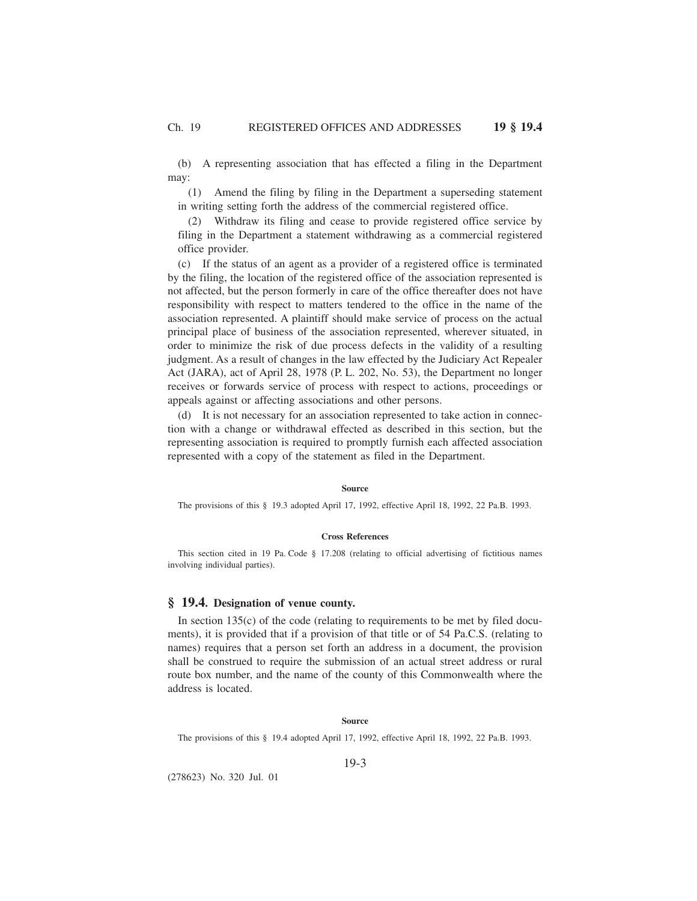(b) A representing association that has effected a filing in the Department may:

(1) Amend the filing by filing in the Department a superseding statement in writing setting forth the address of the commercial registered office.

(2) Withdraw its filing and cease to provide registered office service by filing in the Department a statement withdrawing as a commercial registered office provider.

(c) If the status of an agent as a provider of a registered office is terminated by the filing, the location of the registered office of the association represented is not affected, but the person formerly in care of the office thereafter does not have responsibility with respect to matters tendered to the office in the name of the association represented. A plaintiff should make service of process on the actual principal place of business of the association represented, wherever situated, in order to minimize the risk of due process defects in the validity of a resulting judgment. As a result of changes in the law effected by the Judiciary Act Repealer Act (JARA), act of April 28, 1978 (P. L. 202, No. 53), the Department no longer receives or forwards service of process with respect to actions, proceedings or appeals against or affecting associations and other persons.

(d) It is not necessary for an association represented to take action in connection with a change or withdrawal effected as described in this section, but the representing association is required to promptly furnish each affected association represented with a copy of the statement as filed in the Department.

**Source**

The provisions of this § 19.3 adopted April 17, 1992, effective April 18, 1992, 22 Pa.B. 1993.

**Cross References**

This section cited in 19 Pa. Code § 17.208 (relating to official advertising of fictitious names involving individual parties).

## § 19.4. Designation of venue county.

In section 135(c) of the code (relating to requirements to be met by filed documents), it is provided that if a provision of that title or of 54 Pa.C.S. (relating to names) requires that a person set forth an address in a document, the provision shall be construed to require the submission of an actual street address or rural route box number, and the name of the county of this Commonwealth where the address is located.

**Source**

The provisions of this § 19.4 adopted April 17, 1992, effective April 18, 1992, 22 Pa.B. 1993.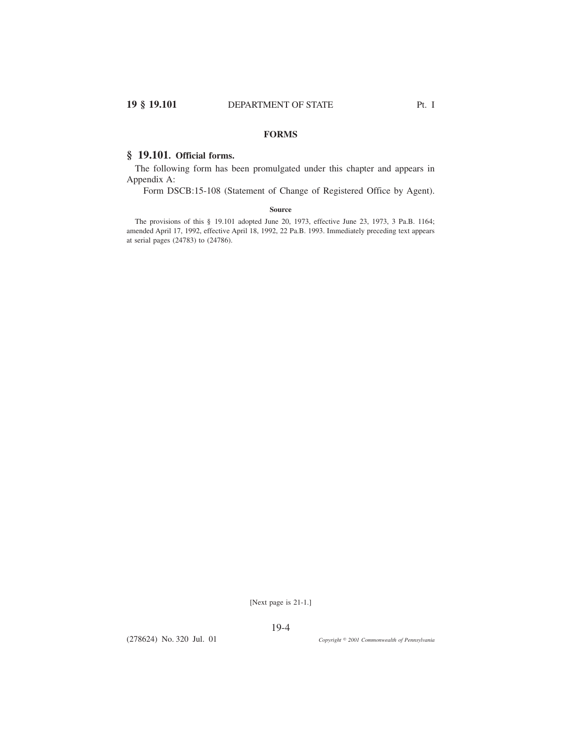## FORMS

### § 19.101. Official forms.

The following form has been promulgated under this chapter and appears in Appendix A:

Form DSCB:15-108 (Statement of Change of Registered Office by Agent).

**Source**

The provisions of this § 19.101 adopted June 20, 1973, effective June 23, 1973, 3 Pa.B. 1164; amended April 17, 1992, effective April 18, 1992, 22 Pa.B. 1993. Immediately preceding text appears at serial pages (24783) to (24786).

[Next page is 21-1.]